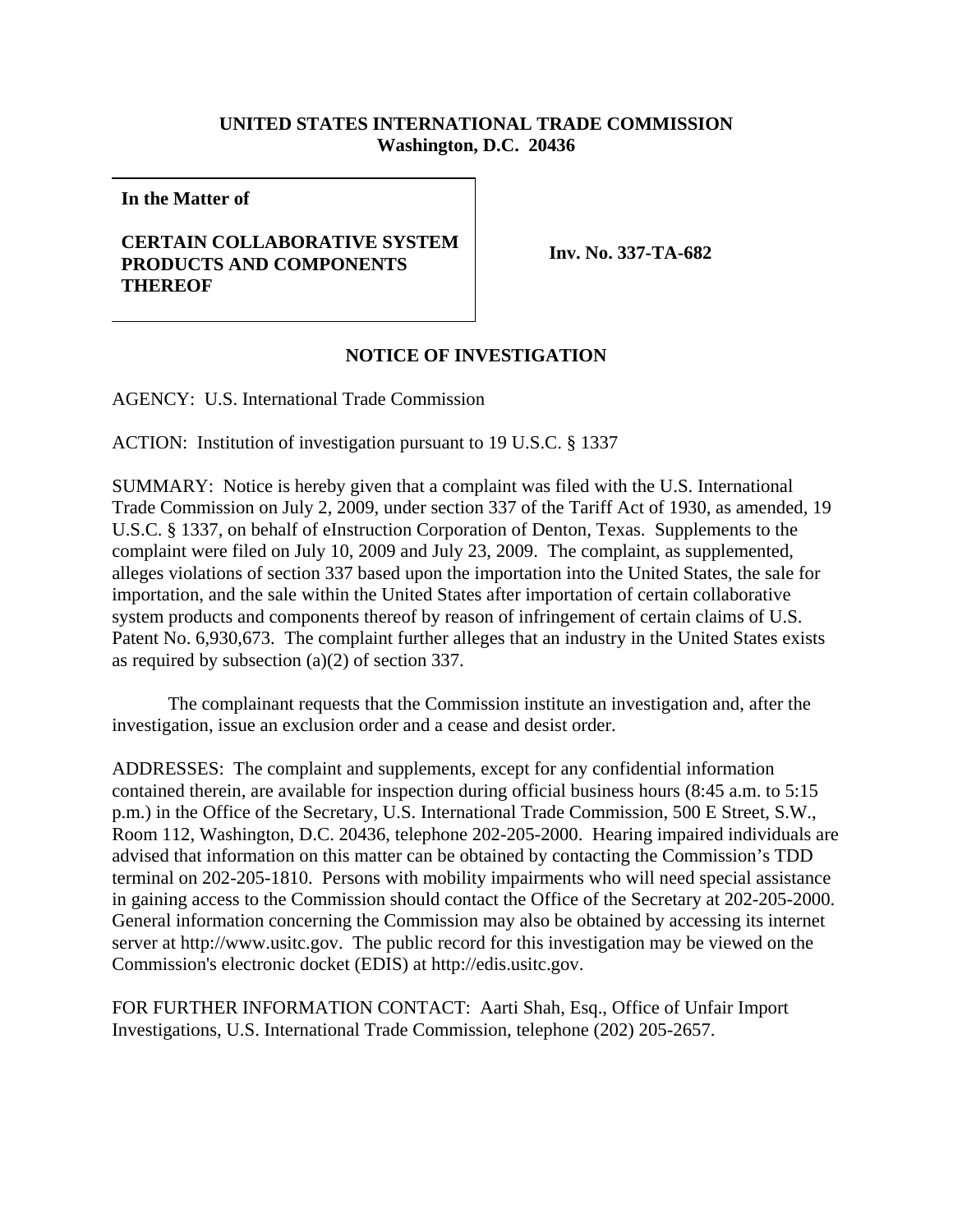**UNITED STATES INTERNATIONAL TRADE COMMISSION**
**Washington, D.C. 20436**

**In the Matter of**

**CERTAIN COLLABORATIVE SYSTEM PRODUCTS AND COMPONENTS THEREOF**

**Inv. No. 337-TA-682**

## NOTICE OF INVESTIGATION

AGENCY: U.S. International Trade Commission

ACTION: Institution of investigation pursuant to 19 U.S.C. § 1337

SUMMARY: Notice is hereby given that a complaint was filed with the U.S. International Trade Commission on July 2, 2009, under section 337 of the Tariff Act of 1930, as amended, 19 U.S.C. § 1337, on behalf of eInstruction Corporation of Denton, Texas. Supplements to the complaint were filed on July 10, 2009 and July 23, 2009. The complaint, as supplemented, alleges violations of section 337 based upon the importation into the United States, the sale for importation, and the sale within the United States after importation of certain collaborative system products and components thereof by reason of infringement of certain claims of U.S. Patent No. 6,930,673. The complaint further alleges that an industry in the United States exists as required by subsection (a)(2) of section 337.

The complainant requests that the Commission institute an investigation and, after the investigation, issue an exclusion order and a cease and desist order.

ADDRESSES: The complaint and supplements, except for any confidential information contained therein, are available for inspection during official business hours (8:45 a.m. to 5:15 p.m.) in the Office of the Secretary, U.S. International Trade Commission, 500 E Street, S.W., Room 112, Washington, D.C. 20436, telephone 202-205-2000. Hearing impaired individuals are advised that information on this matter can be obtained by contacting the Commission's TDD terminal on 202-205-1810. Persons with mobility impairments who will need special assistance in gaining access to the Commission should contact the Office of the Secretary at 202-205-2000. General information concerning the Commission may also be obtained by accessing its internet server at http://www.usitc.gov. The public record for this investigation may be viewed on the Commission's electronic docket (EDIS) at http://edis.usitc.gov.

FOR FURTHER INFORMATION CONTACT: Aarti Shah, Esq., Office of Unfair Import Investigations, U.S. International Trade Commission, telephone (202) 205-2657.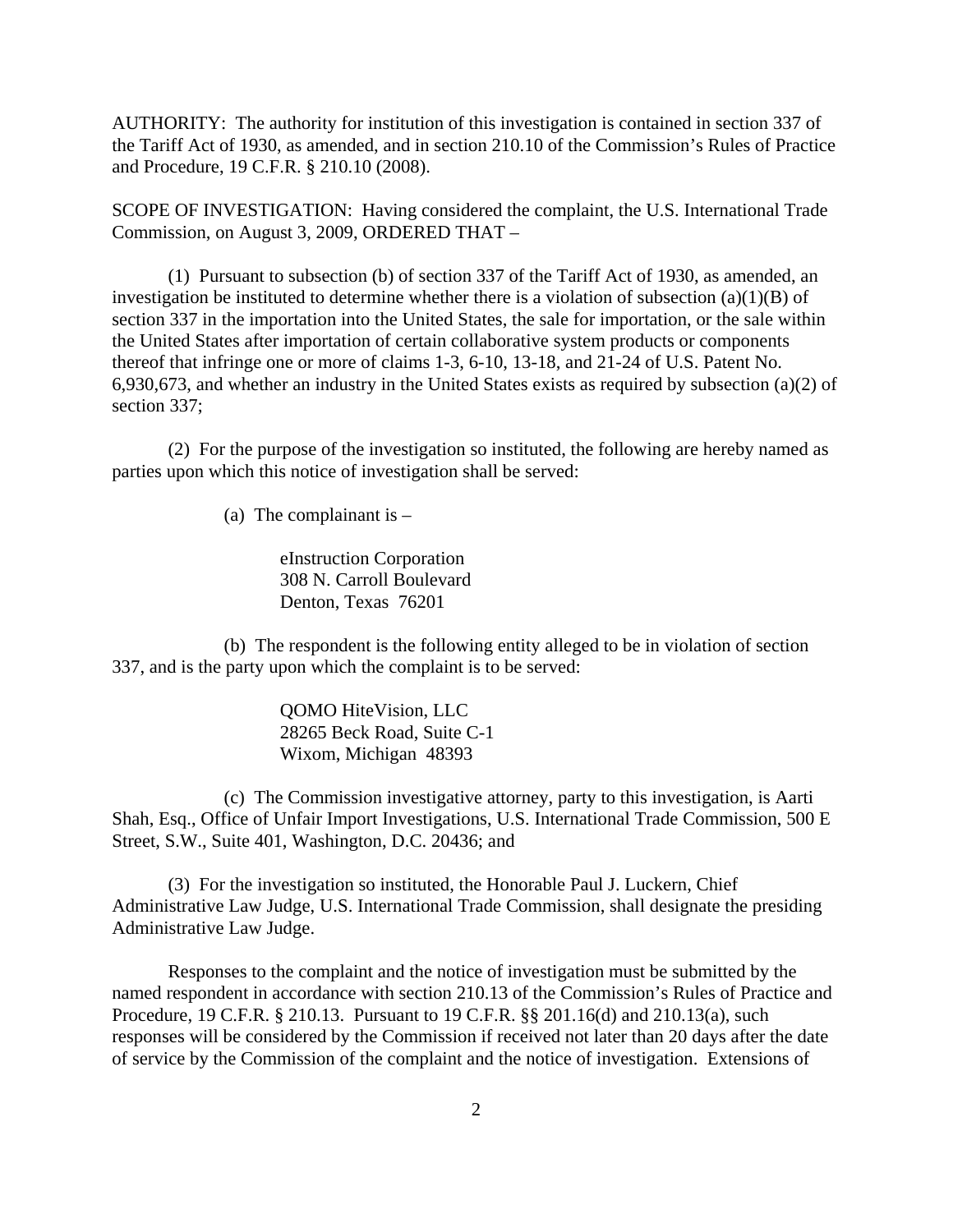AUTHORITY: The authority for institution of this investigation is contained in section 337 of the Tariff Act of 1930, as amended, and in section 210.10 of the Commission's Rules of Practice and Procedure, 19 C.F.R. § 210.10 (2008).

SCOPE OF INVESTIGATION: Having considered the complaint, the U.S. International Trade Commission, on August 3, 2009, ORDERED THAT –

(1) Pursuant to subsection (b) of section 337 of the Tariff Act of 1930, as amended, an investigation be instituted to determine whether there is a violation of subsection (a)(1)(B) of section 337 in the importation into the United States, the sale for importation, or the sale within the United States after importation of certain collaborative system products or components thereof that infringe one or more of claims 1-3, 6-10, 13-18, and 21-24 of U.S. Patent No. 6,930,673, and whether an industry in the United States exists as required by subsection (a)(2) of section 337;

(2) For the purpose of the investigation so instituted, the following are hereby named as parties upon which this notice of investigation shall be served:

(a) The complainant is –

eInstruction Corporation
308 N. Carroll Boulevard
Denton, Texas 76201

(b) The respondent is the following entity alleged to be in violation of section 337, and is the party upon which the complaint is to be served:

QOMO HiteVision, LLC
28265 Beck Road, Suite C-1
Wixom, Michigan 48393

(c) The Commission investigative attorney, party to this investigation, is Aarti Shah, Esq., Office of Unfair Import Investigations, U.S. International Trade Commission, 500 E Street, S.W., Suite 401, Washington, D.C. 20436; and

(3) For the investigation so instituted, the Honorable Paul J. Luckern, Chief Administrative Law Judge, U.S. International Trade Commission, shall designate the presiding Administrative Law Judge.

Responses to the complaint and the notice of investigation must be submitted by the named respondent in accordance with section 210.13 of the Commission's Rules of Practice and Procedure, 19 C.F.R. § 210.13. Pursuant to 19 C.F.R. §§ 201.16(d) and 210.13(a), such responses will be considered by the Commission if received not later than 20 days after the date of service by the Commission of the complaint and the notice of investigation. Extensions of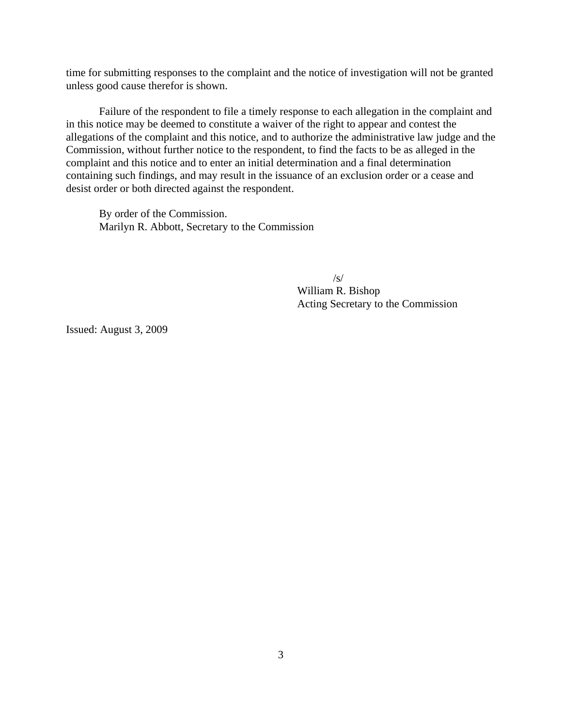time for submitting responses to the complaint and the notice of investigation will not be granted unless good cause therefor is shown.

Failure of the respondent to file a timely response to each allegation in the complaint and in this notice may be deemed to constitute a waiver of the right to appear and contest the allegations of the complaint and this notice, and to authorize the administrative law judge and the Commission, without further notice to the respondent, to find the facts to be as alleged in the complaint and this notice and to enter an initial determination and a final determination containing such findings, and may result in the issuance of an exclusion order or a cease and desist order or both directed against the respondent.

By order of the Commission.
Marilyn R. Abbott, Secretary to the Commission

/s/
William R. Bishop
Acting Secretary to the Commission

Issued: August 3, 2009